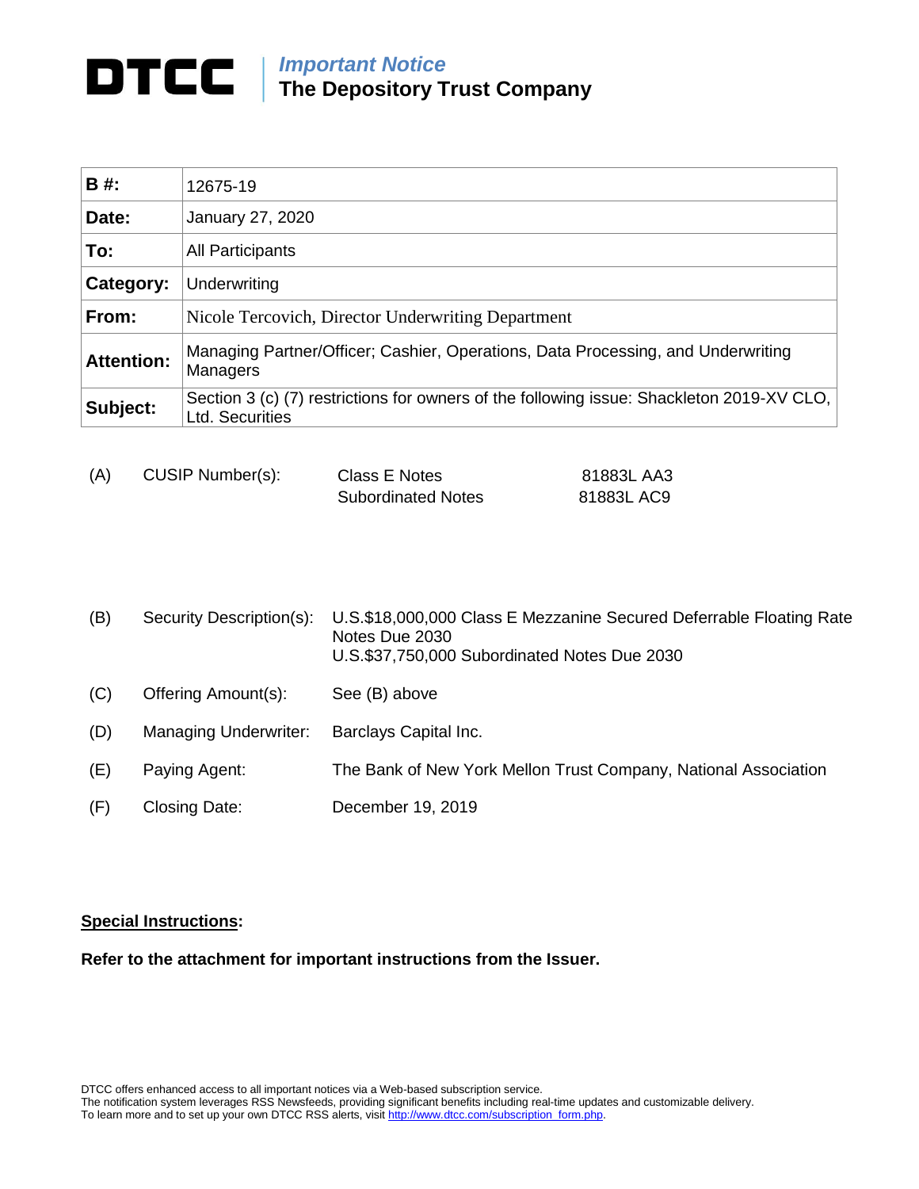# DTCC

## *Important Notice*
## The Depository Trust Company

| | |
|---|---|
| **B #:** | 12675-19 |
| **Date:** | January 27, 2020 |
| **To:** | All Participants |
| **Category:** | Underwriting |
| **From:** | Nicole Tercovich, Director Underwriting Department |
| **Attention:** | Managing Partner/Officer; Cashier, Operations, Data Processing, and Underwriting Managers |
| **Subject:** | Section 3 (c) (7) restrictions for owners of the following issue: Shackleton 2019-XV CLO, Ltd. Securities |

(A) CUSIP Number(s):

| | |
|---|---|
| Class E Notes | 81883L AA3 |
| Subordinated Notes | 81883L AC9 |

(B) Security Description(s): U.S.$18,000,000 Class E Mezzanine Secured Deferrable Floating Rate Notes Due 2030
U.S.$37,750,000 Subordinated Notes Due 2030

(C) Offering Amount(s): See (B) above

(D) Managing Underwriter: Barclays Capital Inc.

(E) Paying Agent: The Bank of New York Mellon Trust Company, National Association

(F) Closing Date: December 19, 2019

**Special Instructions:**

**Refer to the attachment for important instructions from the Issuer.**

DTCC offers enhanced access to all important notices via a Web-based subscription service.
The notification system leverages RSS Newsfeeds, providing significant benefits including real-time updates and customizable delivery.
To learn more and to set up your own DTCC RSS alerts, visit http://www.dtcc.com/subscription_form.php.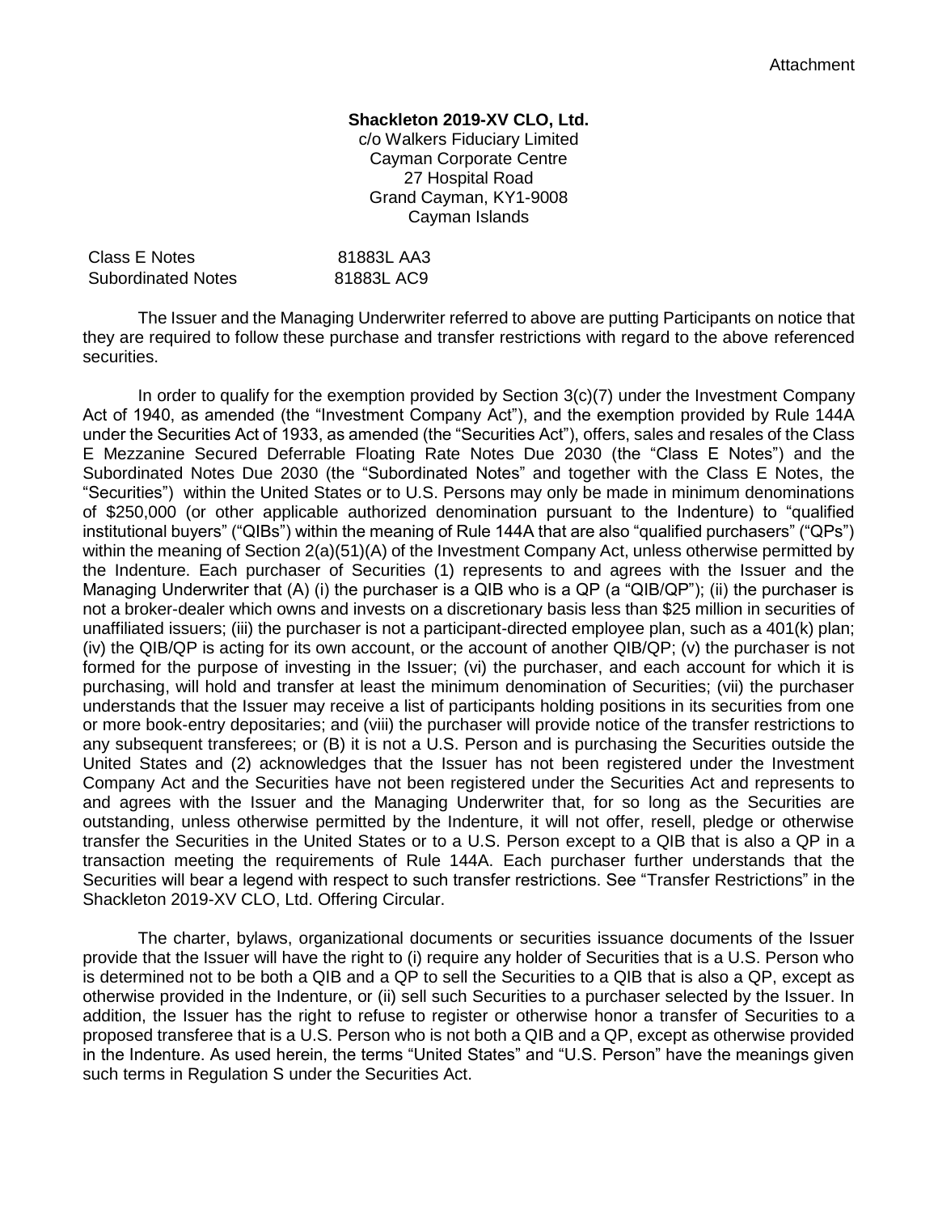Attachment

**Shackleton 2019-XV CLO, Ltd.**
c/o Walkers Fiduciary Limited
Cayman Corporate Centre
27 Hospital Road
Grand Cayman, KY1-9008
Cayman Islands

| | |
|---|---|
| Class E Notes | 81883L AA3 |
| Subordinated Notes | 81883L AC9 |

The Issuer and the Managing Underwriter referred to above are putting Participants on notice that they are required to follow these purchase and transfer restrictions with regard to the above referenced securities.

In order to qualify for the exemption provided by Section 3(c)(7) under the Investment Company Act of 1940, as amended (the "Investment Company Act"), and the exemption provided by Rule 144A under the Securities Act of 1933, as amended (the "Securities Act"), offers, sales and resales of the Class E Mezzanine Secured Deferrable Floating Rate Notes Due 2030 (the "Class E Notes") and the Subordinated Notes Due 2030 (the "Subordinated Notes" and together with the Class E Notes, the "Securities") within the United States or to U.S. Persons may only be made in minimum denominations of $250,000 (or other applicable authorized denomination pursuant to the Indenture) to "qualified institutional buyers" ("QIBs") within the meaning of Rule 144A that are also "qualified purchasers" ("QPs") within the meaning of Section 2(a)(51)(A) of the Investment Company Act, unless otherwise permitted by the Indenture. Each purchaser of Securities (1) represents to and agrees with the Issuer and the Managing Underwriter that (A) (i) the purchaser is a QIB who is a QP (a "QIB/QP"); (ii) the purchaser is not a broker-dealer which owns and invests on a discretionary basis less than $25 million in securities of unaffiliated issuers; (iii) the purchaser is not a participant-directed employee plan, such as a 401(k) plan; (iv) the QIB/QP is acting for its own account, or the account of another QIB/QP; (v) the purchaser is not formed for the purpose of investing in the Issuer; (vi) the purchaser, and each account for which it is purchasing, will hold and transfer at least the minimum denomination of Securities; (vii) the purchaser understands that the Issuer may receive a list of participants holding positions in its securities from one or more book-entry depositaries; and (viii) the purchaser will provide notice of the transfer restrictions to any subsequent transferees; or (B) it is not a U.S. Person and is purchasing the Securities outside the United States and (2) acknowledges that the Issuer has not been registered under the Investment Company Act and the Securities have not been registered under the Securities Act and represents to and agrees with the Issuer and the Managing Underwriter that, for so long as the Securities are outstanding, unless otherwise permitted by the Indenture, it will not offer, resell, pledge or otherwise transfer the Securities in the United States or to a U.S. Person except to a QIB that is also a QP in a transaction meeting the requirements of Rule 144A. Each purchaser further understands that the Securities will bear a legend with respect to such transfer restrictions. See "Transfer Restrictions" in the Shackleton 2019-XV CLO, Ltd. Offering Circular.

The charter, bylaws, organizational documents or securities issuance documents of the Issuer provide that the Issuer will have the right to (i) require any holder of Securities that is a U.S. Person who is determined not to be both a QIB and a QP to sell the Securities to a QIB that is also a QP, except as otherwise provided in the Indenture, or (ii) sell such Securities to a purchaser selected by the Issuer. In addition, the Issuer has the right to refuse to register or otherwise honor a transfer of Securities to a proposed transferee that is a U.S. Person who is not both a QIB and a QP, except as otherwise provided in the Indenture. As used herein, the terms "United States" and "U.S. Person" have the meanings given such terms in Regulation S under the Securities Act.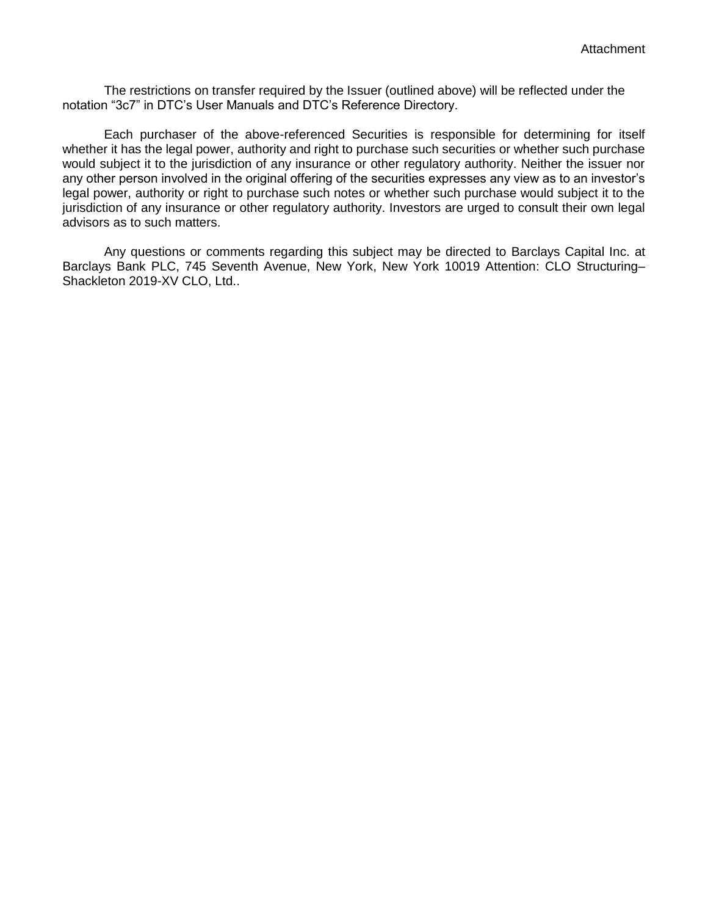Attachment

The restrictions on transfer required by the Issuer (outlined above) will be reflected under the notation “3c7” in DTC’s User Manuals and DTC’s Reference Directory.

Each purchaser of the above-referenced Securities is responsible for determining for itself whether it has the legal power, authority and right to purchase such securities or whether such purchase would subject it to the jurisdiction of any insurance or other regulatory authority. Neither the issuer nor any other person involved in the original offering of the securities expresses any view as to an investor’s legal power, authority or right to purchase such notes or whether such purchase would subject it to the jurisdiction of any insurance or other regulatory authority. Investors are urged to consult their own legal advisors as to such matters.

Any questions or comments regarding this subject may be directed to Barclays Capital Inc. at Barclays Bank PLC, 745 Seventh Avenue, New York, New York 10019 Attention: CLO Structuring– Shackleton 2019-XV CLO, Ltd..